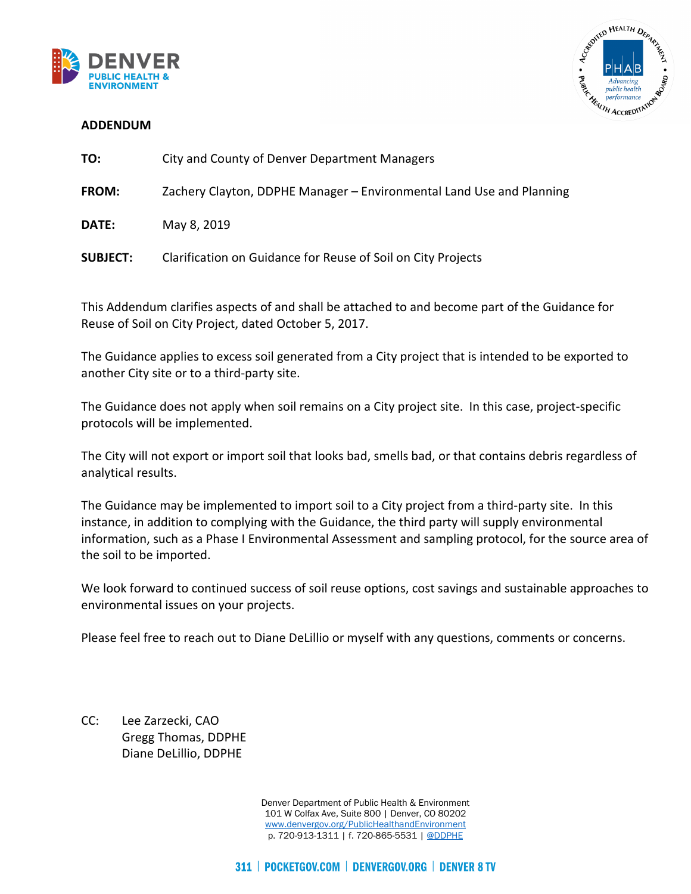DENVER
PUBLIC HEALTH & ENVIRONMENT

# ADDENDUM

**TO:** City and County of Denver Department Managers

**FROM:** Zachery Clayton, DDPHE Manager – Environmental Land Use and Planning

**DATE:** May 8, 2019

**SUBJECT:** Clarification on Guidance for Reuse of Soil on City Projects

This Addendum clarifies aspects of and shall be attached to and become part of the Guidance for Reuse of Soil on City Project, dated October 5, 2017.

The Guidance applies to excess soil generated from a City project that is intended to be exported to another City site or to a third-party site.

The Guidance does not apply when soil remains on a City project site. In this case, project-specific protocols will be implemented.

The City will not export or import soil that looks bad, smells bad, or that contains debris regardless of analytical results.

The Guidance may be implemented to import soil to a City project from a third-party site. In this instance, in addition to complying with the Guidance, the third party will supply environmental information, such as a Phase I Environmental Assessment and sampling protocol, for the source area of the soil to be imported.

We look forward to continued success of soil reuse options, cost savings and sustainable approaches to environmental issues on your projects.

Please feel free to reach out to Diane DeLillio or myself with any questions, comments or concerns.

CC: Lee Zarzecki, CAO
Gregg Thomas, DDPHE
Diane DeLillio, DDPHE

Denver Department of Public Health & Environment
101 W Colfax Ave, Suite 800 | Denver, CO 80202
www.denvergov.org/PublicHealthandEnvironment
p. 720-913-1311 | f. 720-865-5531 | @DDPHE

311 | POCKETGOV.COM | DENVERGOV.ORG | DENVER 8 TV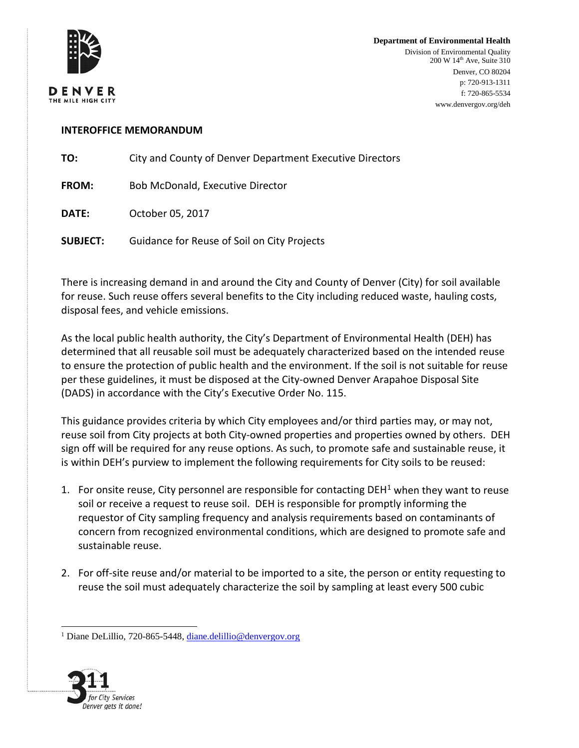**Department of Environmental Health**
Division of Environmental Quality
200 W 14th Ave, Suite 310
Denver, CO 80204
p: 720-913-1311
f: 720-865-5534
www.denvergov.org/deh

**INTEROFFICE MEMORANDUM**

**TO:** City and County of Denver Department Executive Directors

**FROM:** Bob McDonald, Executive Director

**DATE:** October 05, 2017

**SUBJECT:** Guidance for Reuse of Soil on City Projects

There is increasing demand in and around the City and County of Denver (City) for soil available for reuse. Such reuse offers several benefits to the City including reduced waste, hauling costs, disposal fees, and vehicle emissions.

As the local public health authority, the City's Department of Environmental Health (DEH) has determined that all reusable soil must be adequately characterized based on the intended reuse to ensure the protection of public health and the environment. If the soil is not suitable for reuse per these guidelines, it must be disposed at the City-owned Denver Arapahoe Disposal Site (DADS) in accordance with the City's Executive Order No. 115.

This guidance provides criteria by which City employees and/or third parties may, or may not, reuse soil from City projects at both City-owned properties and properties owned by others. DEH sign off will be required for any reuse options. As such, to promote safe and sustainable reuse, it is within DEH's purview to implement the following requirements for City soils to be reused:

1. For onsite reuse, City personnel are responsible for contacting DEH[1] when they want to reuse soil or receive a request to reuse soil. DEH is responsible for promptly informing the requestor of City sampling frequency and analysis requirements based on contaminants of concern from recognized environmental conditions, which are designed to promote safe and sustainable reuse.

2. For off-site reuse and/or material to be imported to a site, the person or entity requesting to reuse the soil must adequately characterize the soil by sampling at least every 500 cubic

[1] Diane DeLillio, 720-865-5448, diane.delillio@denvergov.org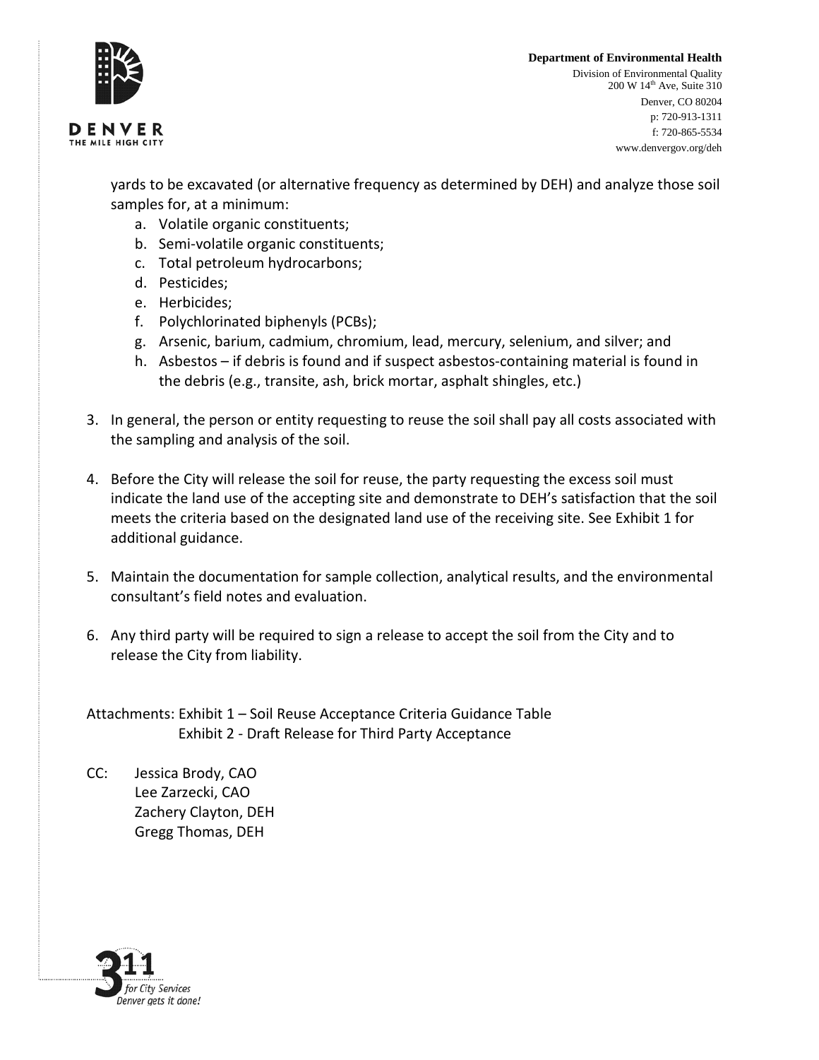yards to be excavated (or alternative frequency as determined by DEH) and analyze those soil samples for, at a minimum:

   a. Volatile organic constituents;
   b. Semi-volatile organic constituents;
   c. Total petroleum hydrocarbons;
   d. Pesticides;
   e. Herbicides;
   f. Polychlorinated biphenyls (PCBs);
   g. Arsenic, barium, cadmium, chromium, lead, mercury, selenium, and silver; and
   h. Asbestos – if debris is found and if suspect asbestos-containing material is found in the debris (e.g., transite, ash, brick mortar, asphalt shingles, etc.)

3. In general, the person or entity requesting to reuse the soil shall pay all costs associated with the sampling and analysis of the soil.

4. Before the City will release the soil for reuse, the party requesting the excess soil must indicate the land use of the accepting site and demonstrate to DEH's satisfaction that the soil meets the criteria based on the designated land use of the receiving site. See Exhibit 1 for additional guidance.

5. Maintain the documentation for sample collection, analytical results, and the environmental consultant's field notes and evaluation.

6. Any third party will be required to sign a release to accept the soil from the City and to release the City from liability.

Attachments: Exhibit 1 – Soil Reuse Acceptance Criteria Guidance Table
Exhibit 2 - Draft Release for Third Party Acceptance

CC: Jessica Brody, CAO
Lee Zarzecki, CAO
Zachery Clayton, DEH
Gregg Thomas, DEH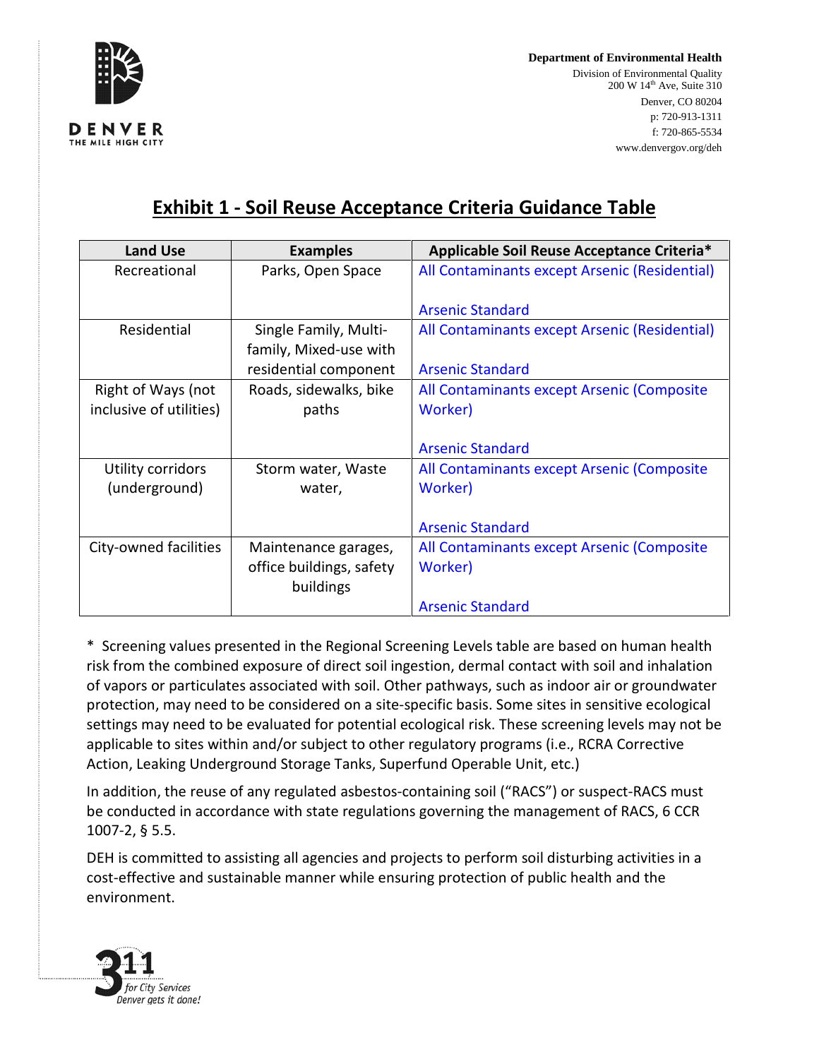Department of Environmental Health
Division of Environmental Quality
200 W 14th Ave, Suite 310
Denver, CO 80204
p: 720-913-1311
f: 720-865-5534
www.denvergov.org/deh

## Exhibit 1 - Soil Reuse Acceptance Criteria Guidance Table

| Land Use | Examples | Applicable Soil Reuse Acceptance Criteria* |
|---|---|---|
| Recreational | Parks, Open Space | All Contaminants except Arsenic (Residential)<br><br>Arsenic Standard |
| Residential | Single Family, Multi-family, Mixed-use with residential component | All Contaminants except Arsenic (Residential)<br><br>Arsenic Standard |
| Right of Ways (not inclusive of utilities) | Roads, sidewalks, bike paths | All Contaminants except Arsenic (Composite Worker)<br><br>Arsenic Standard |
| Utility corridors (underground) | Storm water, Waste water, | All Contaminants except Arsenic (Composite Worker)<br><br>Arsenic Standard |
| City-owned facilities | Maintenance garages, office buildings, safety buildings | All Contaminants except Arsenic (Composite Worker)<br><br>Arsenic Standard |

* Screening values presented in the Regional Screening Levels table are based on human health risk from the combined exposure of direct soil ingestion, dermal contact with soil and inhalation of vapors or particulates associated with soil. Other pathways, such as indoor air or groundwater protection, may need to be considered on a site-specific basis. Some sites in sensitive ecological settings may need to be evaluated for potential ecological risk. These screening levels may not be applicable to sites within and/or subject to other regulatory programs (i.e., RCRA Corrective Action, Leaking Underground Storage Tanks, Superfund Operable Unit, etc.)

In addition, the reuse of any regulated asbestos-containing soil ("RACS") or suspect-RACS must be conducted in accordance with state regulations governing the management of RACS, 6 CCR 1007-2, § 5.5.

DEH is committed to assisting all agencies and projects to perform soil disturbing activities in a cost-effective and sustainable manner while ensuring protection of public health and the environment.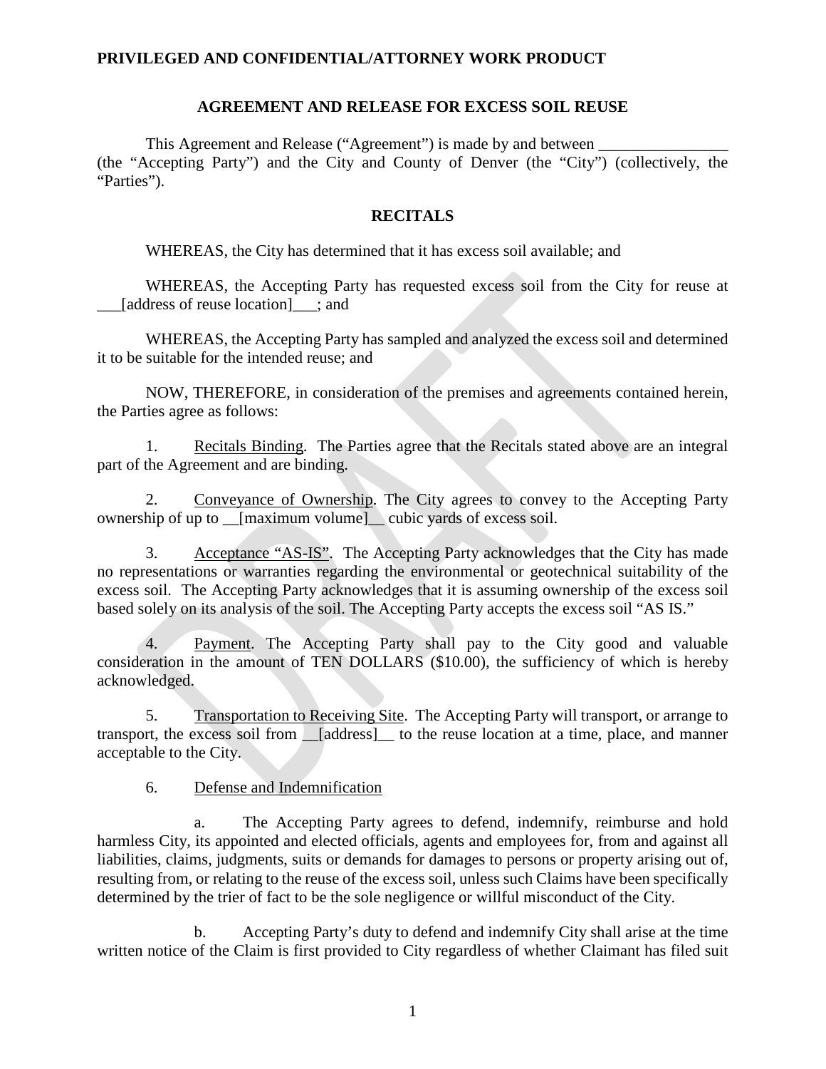**PRIVILEGED AND CONFIDENTIAL/ATTORNEY WORK PRODUCT**

**AGREEMENT AND RELEASE FOR EXCESS SOIL REUSE**

This Agreement and Release ("Agreement") is made by and between ________________ (the "Accepting Party") and the City and County of Denver (the "City") (collectively, the "Parties").

**RECITALS**

WHEREAS, the City has determined that it has excess soil available; and

WHEREAS, the Accepting Party has requested excess soil from the City for reuse at ___[address of reuse location]___; and

WHEREAS, the Accepting Party has sampled and analyzed the excess soil and determined it to be suitable for the intended reuse; and

NOW, THEREFORE, in consideration of the premises and agreements contained herein, the Parties agree as follows:

1. Recitals Binding. The Parties agree that the Recitals stated above are an integral part of the Agreement and are binding.

2. Conveyance of Ownership. The City agrees to convey to the Accepting Party ownership of up to __[maximum volume]__ cubic yards of excess soil.

3. Acceptance "AS-IS". The Accepting Party acknowledges that the City has made no representations or warranties regarding the environmental or geotechnical suitability of the excess soil. The Accepting Party acknowledges that it is assuming ownership of the excess soil based solely on its analysis of the soil. The Accepting Party accepts the excess soil "AS IS."

4. Payment. The Accepting Party shall pay to the City good and valuable consideration in the amount of TEN DOLLARS ($10.00), the sufficiency of which is hereby acknowledged.

5. Transportation to Receiving Site. The Accepting Party will transport, or arrange to transport, the excess soil from __[address]__ to the reuse location at a time, place, and manner acceptable to the City.

6. Defense and Indemnification

a. The Accepting Party agrees to defend, indemnify, reimburse and hold harmless City, its appointed and elected officials, agents and employees for, from and against all liabilities, claims, judgments, suits or demands for damages to persons or property arising out of, resulting from, or relating to the reuse of the excess soil, unless such Claims have been specifically determined by the trier of fact to be the sole negligence or willful misconduct of the City.

b. Accepting Party's duty to defend and indemnify City shall arise at the time written notice of the Claim is first provided to City regardless of whether Claimant has filed suit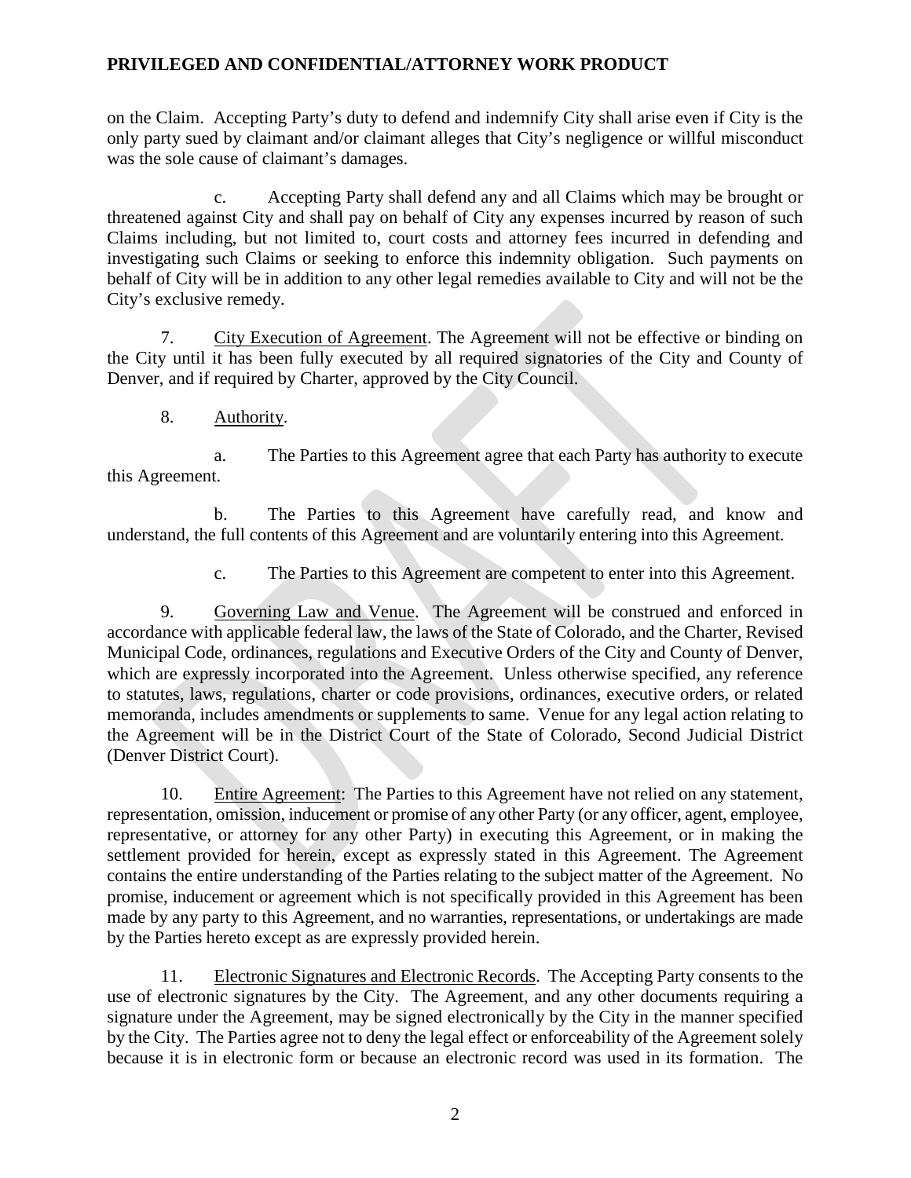on the Claim. Accepting Party's duty to defend and indemnify City shall arise even if City is the only party sued by claimant and/or claimant alleges that City's negligence or willful misconduct was the sole cause of claimant's damages.

c. Accepting Party shall defend any and all Claims which may be brought or threatened against City and shall pay on behalf of City any expenses incurred by reason of such Claims including, but not limited to, court costs and attorney fees incurred in defending and investigating such Claims or seeking to enforce this indemnity obligation. Such payments on behalf of City will be in addition to any other legal remedies available to City and will not be the City's exclusive remedy.

7. City Execution of Agreement. The Agreement will not be effective or binding on the City until it has been fully executed by all required signatories of the City and County of Denver, and if required by Charter, approved by the City Council.

8. Authority.

a. The Parties to this Agreement agree that each Party has authority to execute this Agreement.

b. The Parties to this Agreement have carefully read, and know and understand, the full contents of this Agreement and are voluntarily entering into this Agreement.

c. The Parties to this Agreement are competent to enter into this Agreement.

9. Governing Law and Venue. The Agreement will be construed and enforced in accordance with applicable federal law, the laws of the State of Colorado, and the Charter, Revised Municipal Code, ordinances, regulations and Executive Orders of the City and County of Denver, which are expressly incorporated into the Agreement. Unless otherwise specified, any reference to statutes, laws, regulations, charter or code provisions, ordinances, executive orders, or related memoranda, includes amendments or supplements to same. Venue for any legal action relating to the Agreement will be in the District Court of the State of Colorado, Second Judicial District (Denver District Court).

10. Entire Agreement: The Parties to this Agreement have not relied on any statement, representation, omission, inducement or promise of any other Party (or any officer, agent, employee, representative, or attorney for any other Party) in executing this Agreement, or in making the settlement provided for herein, except as expressly stated in this Agreement. The Agreement contains the entire understanding of the Parties relating to the subject matter of the Agreement. No promise, inducement or agreement which is not specifically provided in this Agreement has been made by any party to this Agreement, and no warranties, representations, or undertakings are made by the Parties hereto except as are expressly provided herein.

11. Electronic Signatures and Electronic Records. The Accepting Party consents to the use of electronic signatures by the City. The Agreement, and any other documents requiring a signature under the Agreement, may be signed electronically by the City in the manner specified by the City. The Parties agree not to deny the legal effect or enforceability of the Agreement solely because it is in electronic form or because an electronic record was used in its formation. The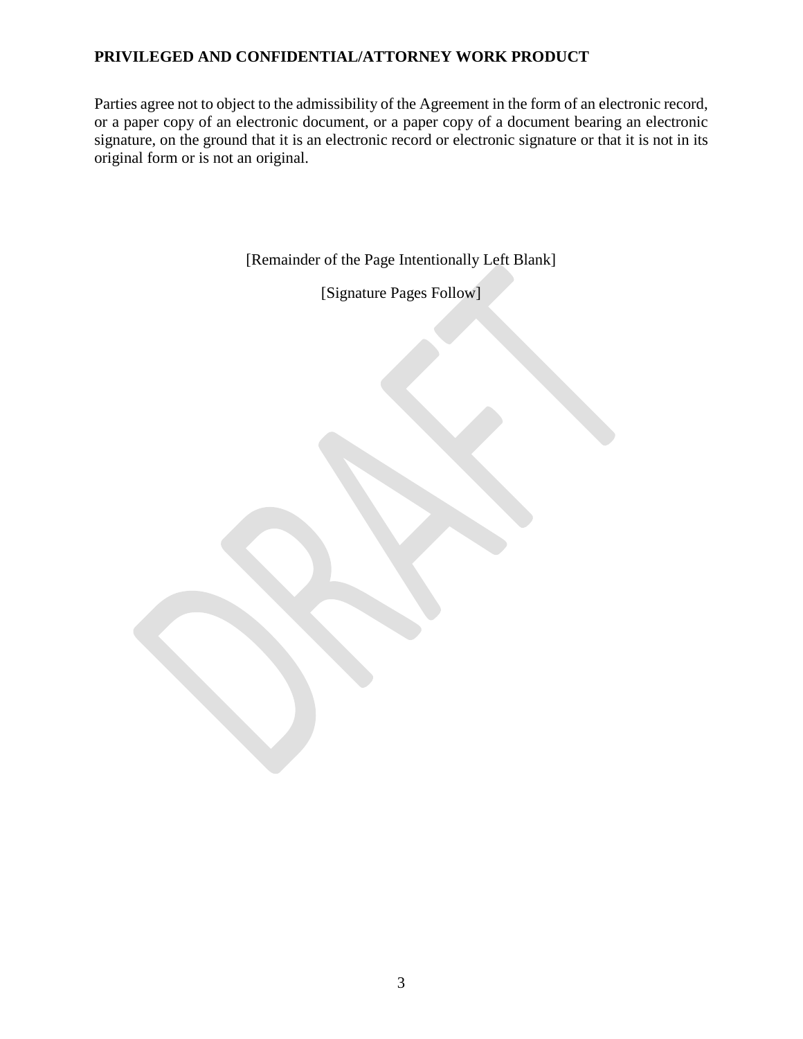Parties agree not to object to the admissibility of the Agreement in the form of an electronic record, or a paper copy of an electronic document, or a paper copy of a document bearing an electronic signature, on the ground that it is an electronic record or electronic signature or that it is not in its original form or is not an original.

[Remainder of the Page Intentionally Left Blank]

[Signature Pages Follow]